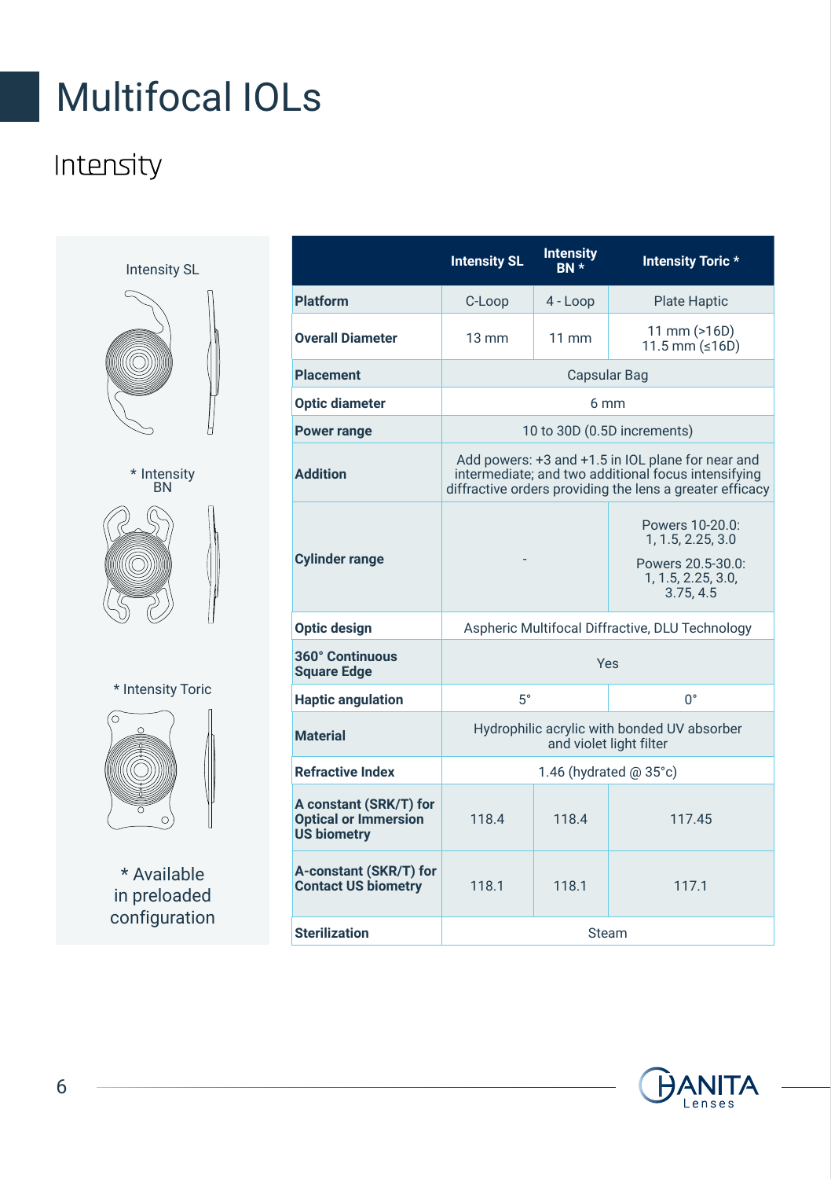# Multifocal IOLs

## Intensity

Intensity SL

* Intensity BN

* Intensity Toric

* Available in preloaded configuration

| | Intensity SL | Intensity BN * | Intensity Toric * |
|---|---|---|---|
| **Platform** | C-Loop | 4 - Loop | Plate Haptic |
| **Overall Diameter** | 13 mm | 11 mm | 11 mm (>16D)<br>11.5 mm (≤16D) |
| **Placement** | Capsular Bag | | |
| **Optic diameter** | 6 mm | | |
| **Power range** | 10 to 30D (0.5D increments) | | |
| **Addition** | Add powers: +3 and +1.5 in IOL plane for near and intermediate; and two additional focus intensifying diffractive orders providing the lens a greater efficacy | | |
| **Cylinder range** | - | | Powers 10-20.0:<br>1, 1.5, 2.25, 3.0<br>Powers 20.5-30.0:<br>1, 1.5, 2.25, 3.0, 3.75, 4.5 |
| **Optic design** | Aspheric Multifocal Diffractive, DLU Technology | | |
| **360° Continuous Square Edge** | Yes | | |
| **Haptic angulation** | 5° | | 0° |
| **Material** | Hydrophilic acrylic with bonded UV absorber and violet light filter | | |
| **Refractive Index** | 1.46 (hydrated @ 35°c) | | |
| **A constant (SRK/T) for Optical or Immersion US biometry** | 118.4 | 118.4 | 117.45 |
| **A-constant (SKR/T) for Contact US biometry** | 118.1 | 118.1 | 117.1 |
| **Sterilization** | Steam | | |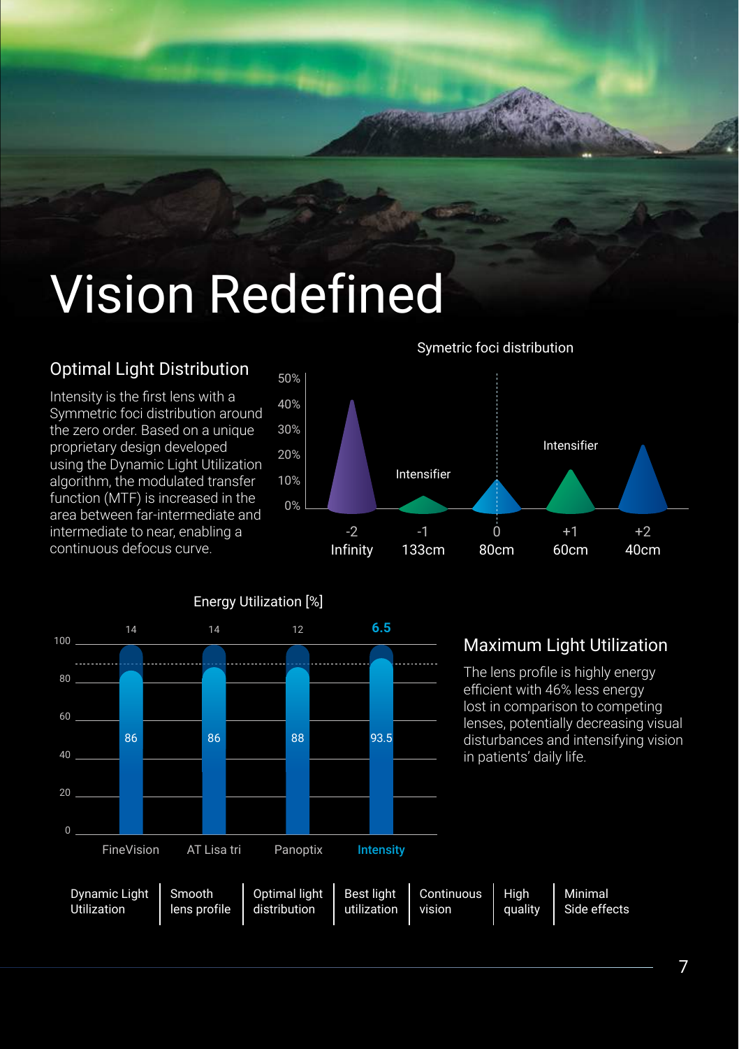# Vision Redefined

## Optimal Light Distribution

Intensity is the first lens with a Symmetric foci distribution around the zero order. Based on a unique proprietary design developed using the Dynamic Light Utilization algorithm, the modulated transfer function (MTF) is increased in the area between far-intermediate and intermediate to near, enabling a continuous defocus curve.

Symetric foci distribution

50%
40%
30%
20%
10%
0%

Intensifier
Intensifier

-2 Infinity
-1 133cm
0 80cm
+1 60cm
+2 40cm

Energy Utilization [%]

100
80
60
40
20
0

14
14
12
6.5

86
86
88
93.5

FineVision
AT Lisa tri
Panoptix
Intensity

## Maximum Light Utilization

The lens profile is highly energy efficient with 46% less energy lost in comparison to competing lenses, potentially decreasing visual disturbances and intensifying vision in patients' daily life.

Dynamic Light Utilization | Smooth lens profile | Optimal light distribution | Best light utilization | Continuous vision | High quality | Minimal Side effects